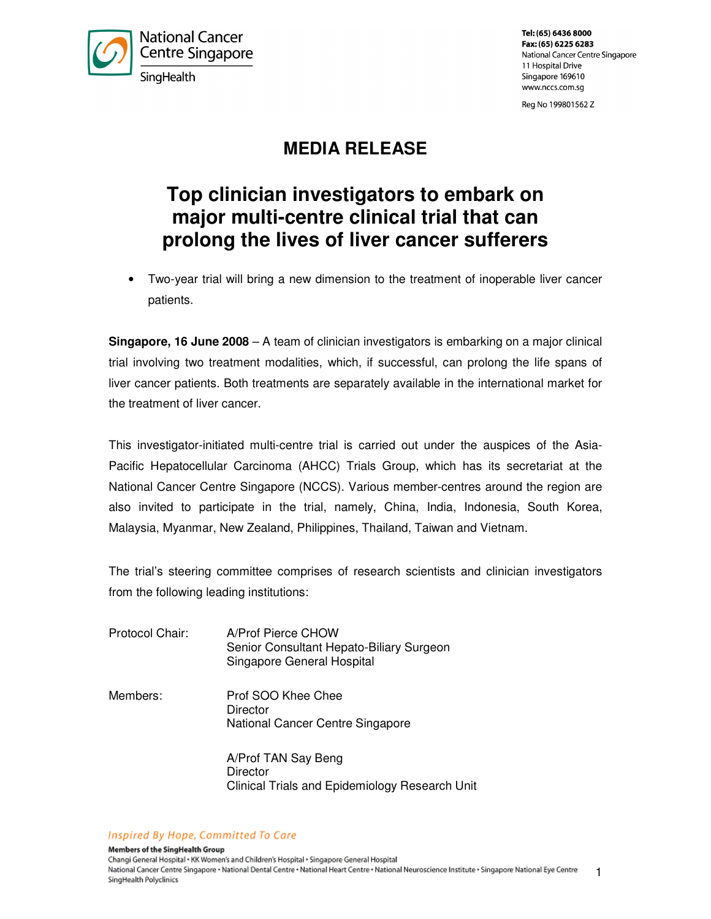# MEDIA RELEASE

## Top clinician investigators to embark on major multi-centre clinical trial that can prolong the lives of liver cancer sufferers

- Two-year trial will bring a new dimension to the treatment of inoperable liver cancer patients.

**Singapore, 16 June 2008** – A team of clinician investigators is embarking on a major clinical trial involving two treatment modalities, which, if successful, can prolong the life spans of liver cancer patients. Both treatments are separately available in the international market for the treatment of liver cancer.

This investigator-initiated multi-centre trial is carried out under the auspices of the Asia-Pacific Hepatocellular Carcinoma (AHCC) Trials Group, which has its secretariat at the National Cancer Centre Singapore (NCCS). Various member-centres around the region are also invited to participate in the trial, namely, China, India, Indonesia, South Korea, Malaysia, Myanmar, New Zealand, Philippines, Thailand, Taiwan and Vietnam.

The trial's steering committee comprises of research scientists and clinician investigators from the following leading institutions:

Protocol Chair:
A/Prof Pierce CHOW
Senior Consultant Hepato-Biliary Surgeon
Singapore General Hospital

Members:
Prof SOO Khee Chee
Director
National Cancer Centre Singapore

A/Prof TAN Say Beng
Director
Clinical Trials and Epidemiology Research Unit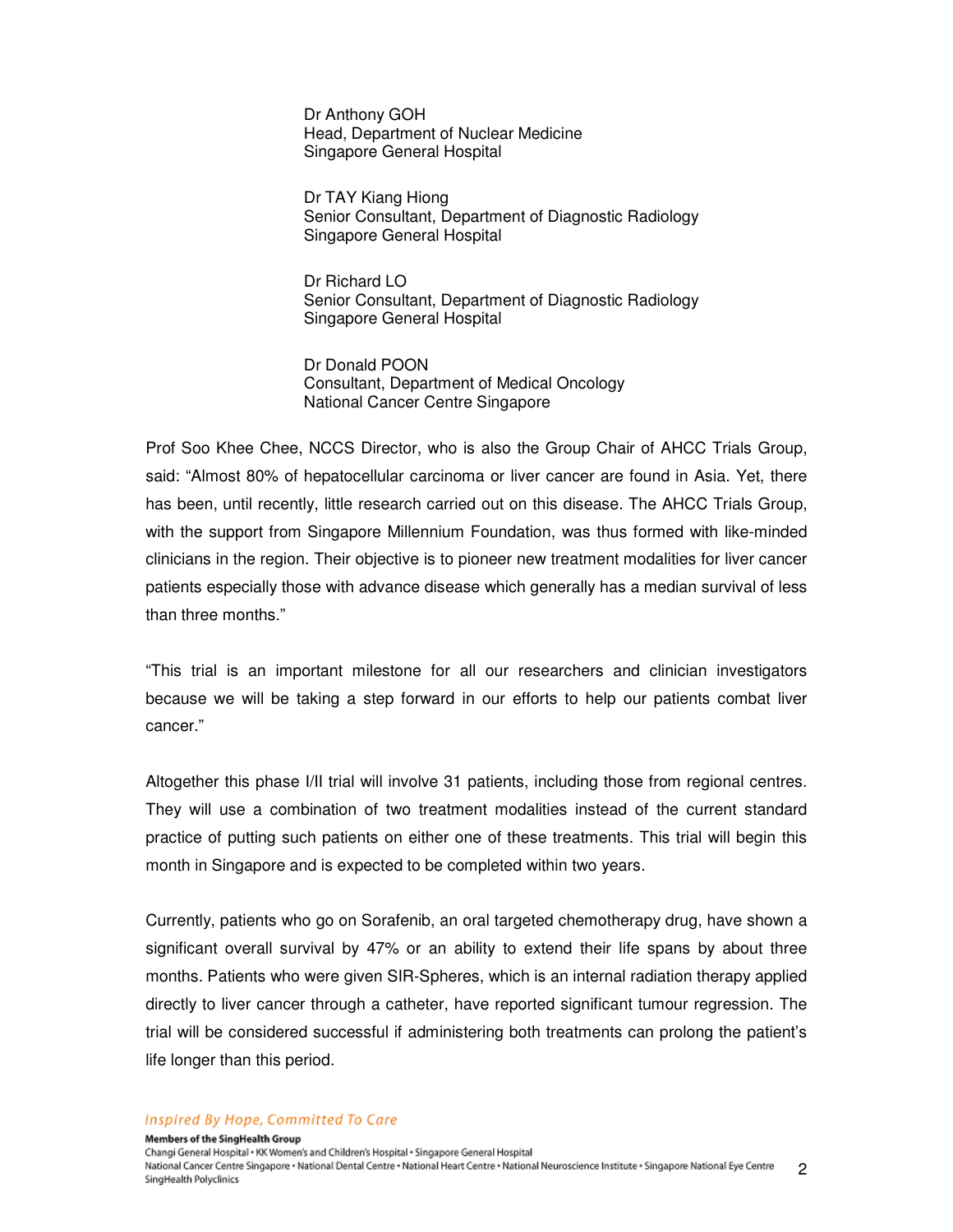Dr Anthony GOH  
Head, Department of Nuclear Medicine  
Singapore General Hospital

Dr TAY Kiang Hiong  
Senior Consultant, Department of Diagnostic Radiology  
Singapore General Hospital

Dr Richard LO  
Senior Consultant, Department of Diagnostic Radiology  
Singapore General Hospital

Dr Donald POON  
Consultant, Department of Medical Oncology  
National Cancer Centre Singapore

Prof Soo Khee Chee, NCCS Director, who is also the Group Chair of AHCC Trials Group, said: "Almost 80% of hepatocellular carcinoma or liver cancer are found in Asia. Yet, there has been, until recently, little research carried out on this disease. The AHCC Trials Group, with the support from Singapore Millennium Foundation, was thus formed with like-minded clinicians in the region. Their objective is to pioneer new treatment modalities for liver cancer patients especially those with advance disease which generally has a median survival of less than three months."

"This trial is an important milestone for all our researchers and clinician investigators because we will be taking a step forward in our efforts to help our patients combat liver cancer."

Altogether this phase I/II trial will involve 31 patients, including those from regional centres. They will use a combination of two treatment modalities instead of the current standard practice of putting such patients on either one of these treatments. This trial will begin this month in Singapore and is expected to be completed within two years.

Currently, patients who go on Sorafenib, an oral targeted chemotherapy drug, have shown a significant overall survival by 47% or an ability to extend their life spans by about three months. Patients who were given SIR-Spheres, which is an internal radiation therapy applied directly to liver cancer through a catheter, have reported significant tumour regression. The trial will be considered successful if administering both treatments can prolong the patient's life longer than this period.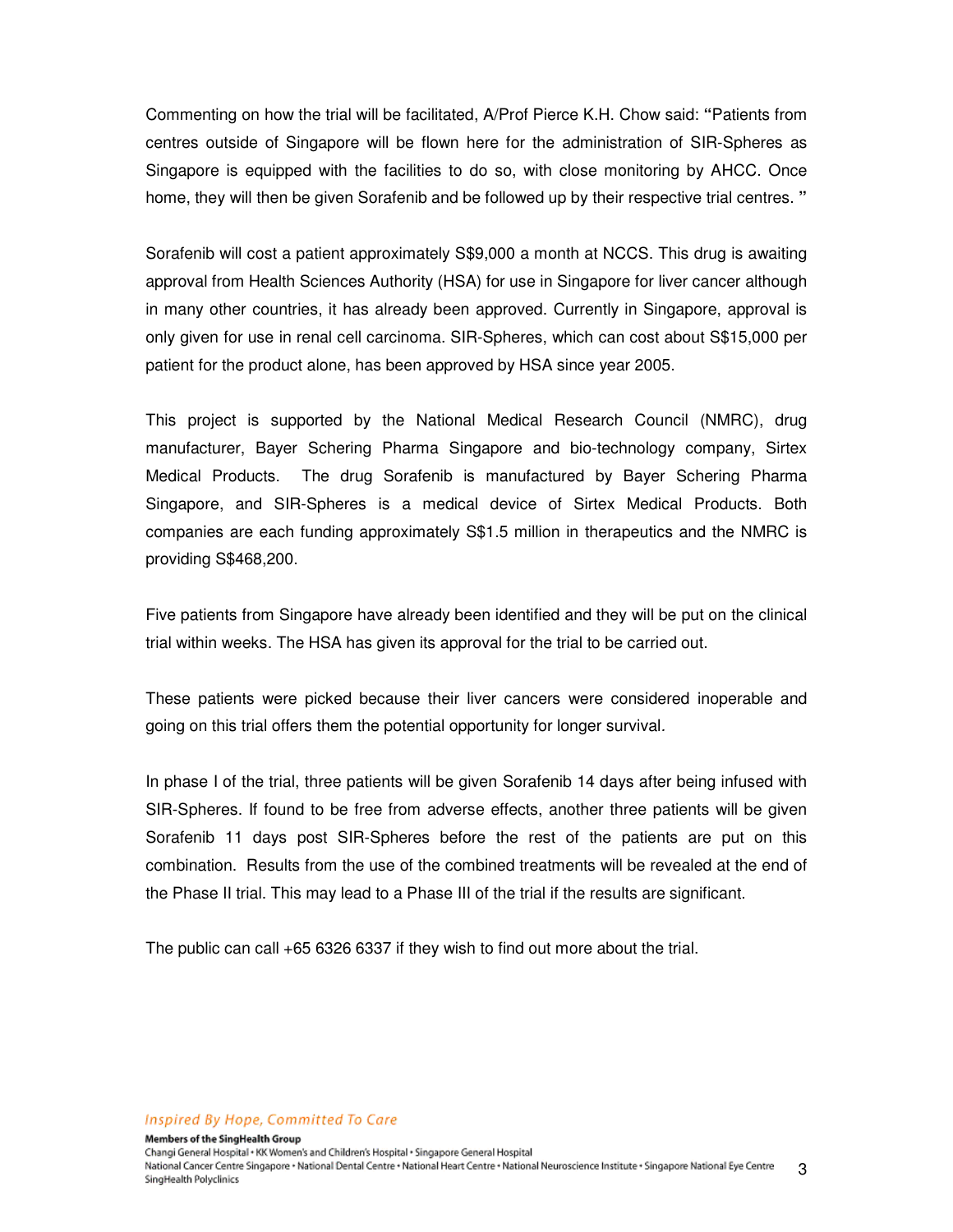Commenting on how the trial will be facilitated, A/Prof Pierce K.H. Chow said: "Patients from centres outside of Singapore will be flown here for the administration of SIR-Spheres as Singapore is equipped with the facilities to do so, with close monitoring by AHCC. Once home, they will then be given Sorafenib and be followed up by their respective trial centres. "

Sorafenib will cost a patient approximately S$9,000 a month at NCCS. This drug is awaiting approval from Health Sciences Authority (HSA) for use in Singapore for liver cancer although in many other countries, it has already been approved. Currently in Singapore, approval is only given for use in renal cell carcinoma. SIR-Spheres, which can cost about S$15,000 per patient for the product alone, has been approved by HSA since year 2005.

This project is supported by the National Medical Research Council (NMRC), drug manufacturer, Bayer Schering Pharma Singapore and bio-technology company, Sirtex Medical Products. The drug Sorafenib is manufactured by Bayer Schering Pharma Singapore, and SIR-Spheres is a medical device of Sirtex Medical Products. Both companies are each funding approximately S$1.5 million in therapeutics and the NMRC is providing S$468,200.

Five patients from Singapore have already been identified and they will be put on the clinical trial within weeks. The HSA has given its approval for the trial to be carried out.

These patients were picked because their liver cancers were considered inoperable and going on this trial offers them the potential opportunity for longer survival.

In phase I of the trial, three patients will be given Sorafenib 14 days after being infused with SIR-Spheres. If found to be free from adverse effects, another three patients will be given Sorafenib 11 days post SIR-Spheres before the rest of the patients are put on this combination. Results from the use of the combined treatments will be revealed at the end of the Phase II trial. This may lead to a Phase III of the trial if the results are significant.

The public can call +65 6326 6337 if they wish to find out more about the trial.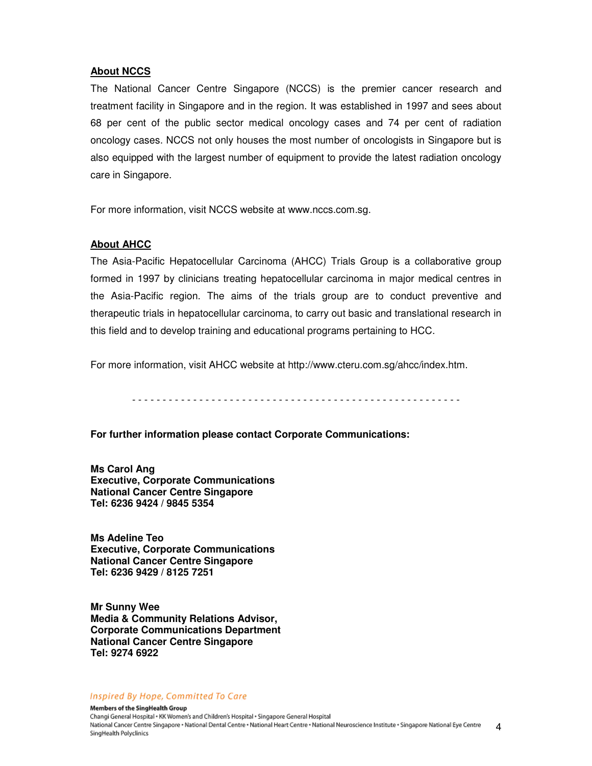**About NCCS**

The National Cancer Centre Singapore (NCCS) is the premier cancer research and treatment facility in Singapore and in the region. It was established in 1997 and sees about 68 per cent of the public sector medical oncology cases and 74 per cent of radiation oncology cases. NCCS not only houses the most number of oncologists in Singapore but is also equipped with the largest number of equipment to provide the latest radiation oncology care in Singapore.

For more information, visit NCCS website at www.nccs.com.sg.

**About AHCC**

The Asia-Pacific Hepatocellular Carcinoma (AHCC) Trials Group is a collaborative group formed in 1997 by clinicians treating hepatocellular carcinoma in major medical centres in the Asia-Pacific region. The aims of the trials group are to conduct preventive and therapeutic trials in hepatocellular carcinoma, to carry out basic and translational research in this field and to develop training and educational programs pertaining to HCC.

For more information, visit AHCC website at http://www.cteru.com.sg/ahcc/index.htm.

- - - - - - - - - - - - - - - - - - - - - - - - - - - - - - - - - - - - - - - - - - - - - - - - - - - - -

**For further information please contact Corporate Communications:**

**Ms Carol Ang**
**Executive, Corporate Communications**
**National Cancer Centre Singapore**
**Tel: 6236 9424 / 9845 5354**

**Ms Adeline Teo**
**Executive, Corporate Communications**
**National Cancer Centre Singapore**
**Tel: 6236 9429 / 8125 7251**

**Mr Sunny Wee**
**Media & Community Relations Advisor,**
**Corporate Communications Department**
**National Cancer Centre Singapore**
**Tel: 9274 6922**

*Inspired By Hope, Committed To Care*

**Members of the SingHealth Group**
Changi General Hospital • KK Women's and Children's Hospital • Singapore General Hospital
National Cancer Centre Singapore • National Dental Centre • National Heart Centre • National Neuroscience Institute • Singapore National Eye Centre
SingHealth Polyclinics